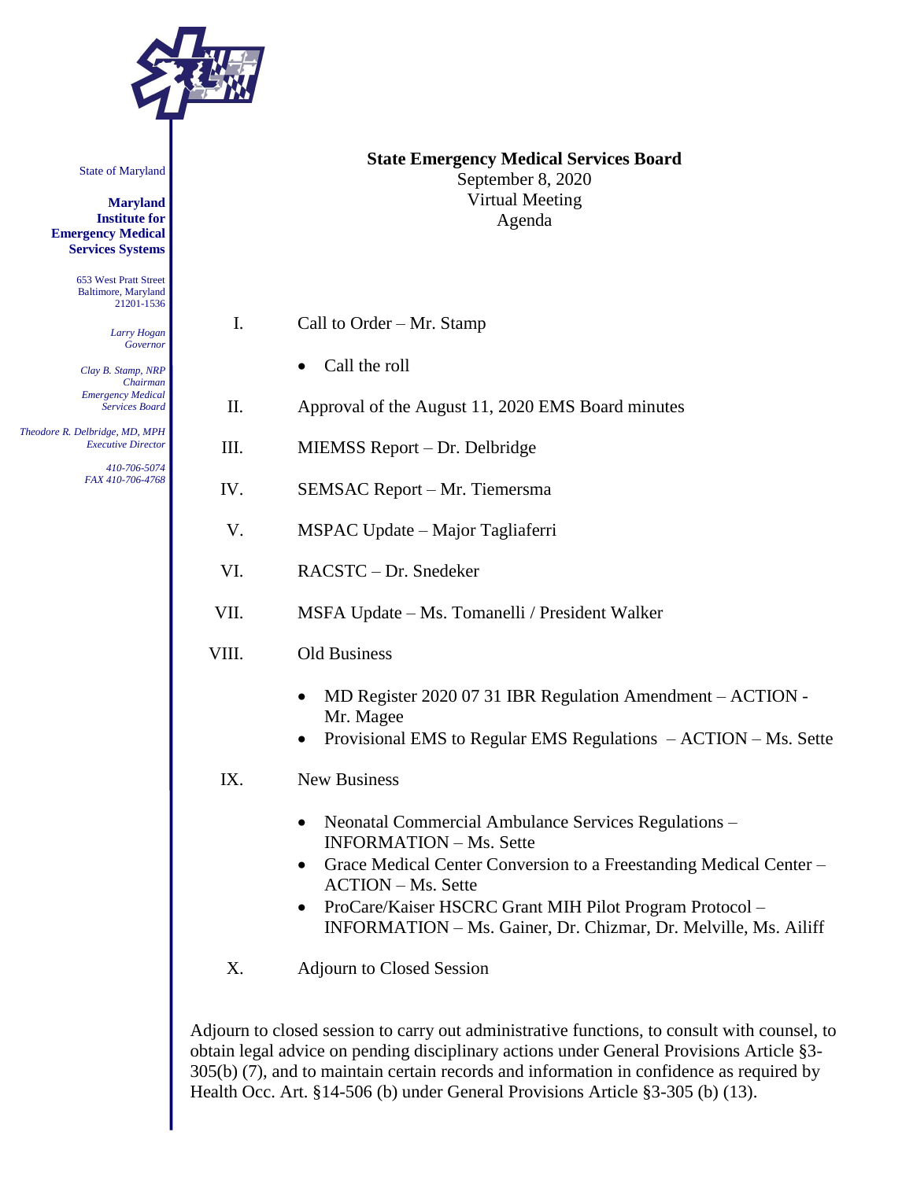State of Maryland

**Maryland Institute for Emergency Medical Services Systems**

653 West Pratt Street
Baltimore, Maryland
21201-1536

*Larry Hogan*
*Governor*

*Clay B. Stamp, NRP*
*Chairman*
*Emergency Medical Services Board*

*Theodore R. Delbridge, MD, MPH*
*Executive Director*

*410-706-5074*
*FAX 410-706-4768*

**State Emergency Medical Services Board**
September 8, 2020
Virtual Meeting
Agenda

I. Call to Order – Mr. Stamp

- Call the roll

II. Approval of the August 11, 2020 EMS Board minutes

III. MIEMSS Report – Dr. Delbridge

IV. SEMSAC Report – Mr. Tiemersma

V. MSPAC Update – Major Tagliaferri

VI. RACSTC – Dr. Snedeker

VII. MSFA Update – Ms. Tomanelli / President Walker

VIII. Old Business

- MD Register 2020 07 31 IBR Regulation Amendment – ACTION - Mr. Magee
- Provisional EMS to Regular EMS Regulations – ACTION – Ms. Sette

IX. New Business

- Neonatal Commercial Ambulance Services Regulations – INFORMATION – Ms. Sette
- Grace Medical Center Conversion to a Freestanding Medical Center – ACTION – Ms. Sette
- ProCare/Kaiser HSCRC Grant MIH Pilot Program Protocol – INFORMATION – Ms. Gainer, Dr. Chizmar, Dr. Melville, Ms. Ailiff

X. Adjourn to Closed Session

Adjourn to closed session to carry out administrative functions, to consult with counsel, to obtain legal advice on pending disciplinary actions under General Provisions Article §3-305(b) (7), and to maintain certain records and information in confidence as required by Health Occ. Art. §14-506 (b) under General Provisions Article §3-305 (b) (13).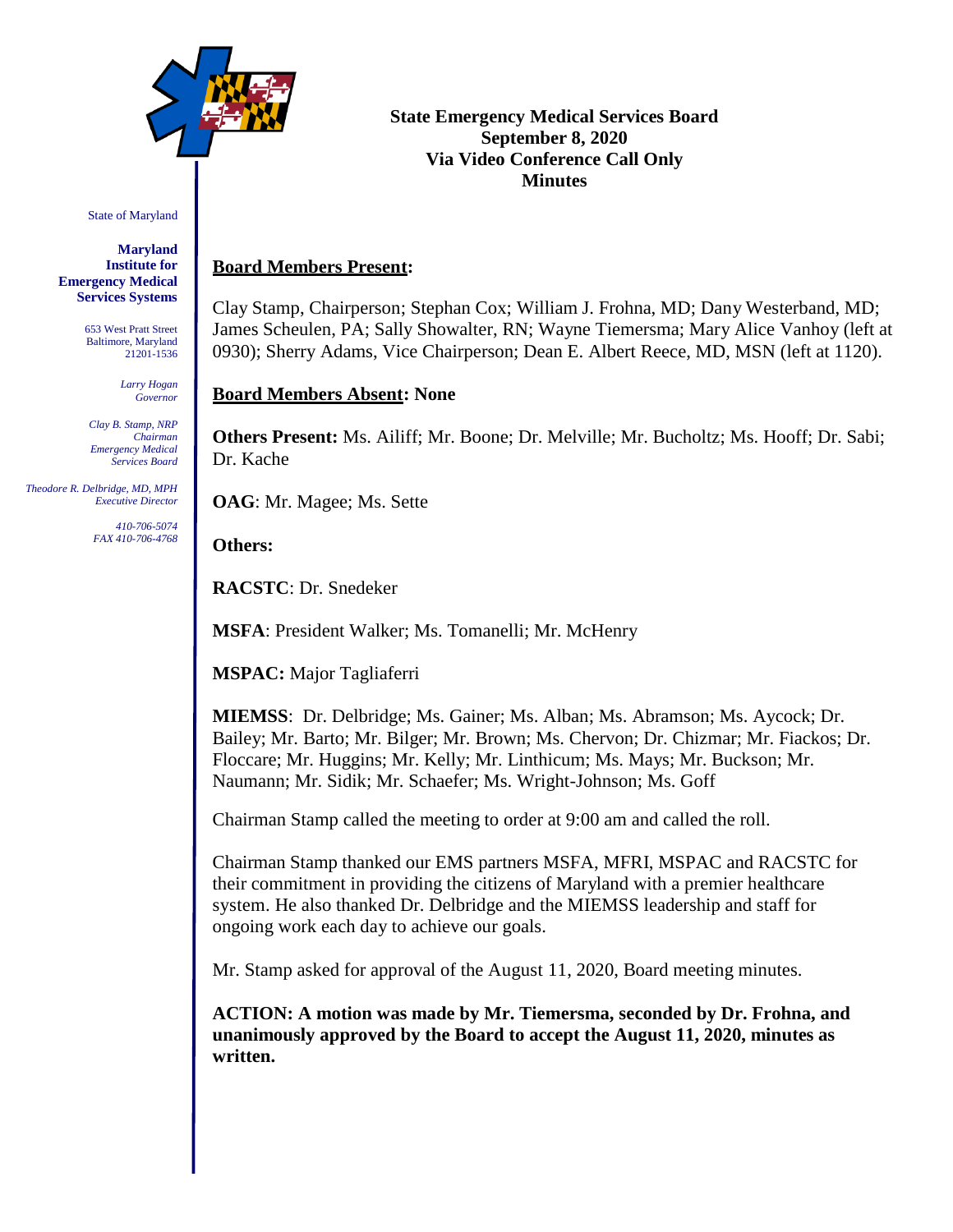State of Maryland

**Maryland Institute for Emergency Medical Services Systems**

653 West Pratt Street
Baltimore, Maryland
21201-1536

*Larry Hogan*
*Governor*

*Clay B. Stamp, NRP*
*Chairman*
*Emergency Medical Services Board*

*Theodore R. Delbridge, MD, MPH*
*Executive Director*

*410-706-5074*
*FAX 410-706-4768*

**State Emergency Medical Services Board**
**September 8, 2020**
**Via Video Conference Call Only**
**Minutes**

**Board Members Present:**

Clay Stamp, Chairperson; Stephan Cox; William J. Frohna, MD; Dany Westerband, MD; James Scheulen, PA; Sally Showalter, RN; Wayne Tiemersma; Mary Alice Vanhoy (left at 0930); Sherry Adams, Vice Chairperson; Dean E. Albert Reece, MD, MSN (left at 1120).

**Board Members Absent: None**

**Others Present:** Ms. Ailiff; Mr. Boone; Dr. Melville; Mr. Bucholtz; Ms. Hooff; Dr. Sabi; Dr. Kache

**OAG**: Mr. Magee; Ms. Sette

**Others:**

**RACSTC**: Dr. Snedeker

**MSFA**: President Walker; Ms. Tomanelli; Mr. McHenry

**MSPAC:** Major Tagliaferri

**MIEMSS**: Dr. Delbridge; Ms. Gainer; Ms. Alban; Ms. Abramson; Ms. Aycock; Dr. Bailey; Mr. Barto; Mr. Bilger; Mr. Brown; Ms. Chervon; Dr. Chizmar; Mr. Fiackos; Dr. Floccare; Mr. Huggins; Mr. Kelly; Mr. Linthicum; Ms. Mays; Mr. Buckson; Mr. Naumann; Mr. Sidik; Mr. Schaefer; Ms. Wright-Johnson; Ms. Goff

Chairman Stamp called the meeting to order at 9:00 am and called the roll.

Chairman Stamp thanked our EMS partners MSFA, MFRI, MSPAC and RACSTC for their commitment in providing the citizens of Maryland with a premier healthcare system. He also thanked Dr. Delbridge and the MIEMSS leadership and staff for ongoing work each day to achieve our goals.

Mr. Stamp asked for approval of the August 11, 2020, Board meeting minutes.

**ACTION: A motion was made by Mr. Tiemersma, seconded by Dr. Frohna, and unanimously approved by the Board to accept the August 11, 2020, minutes as written.**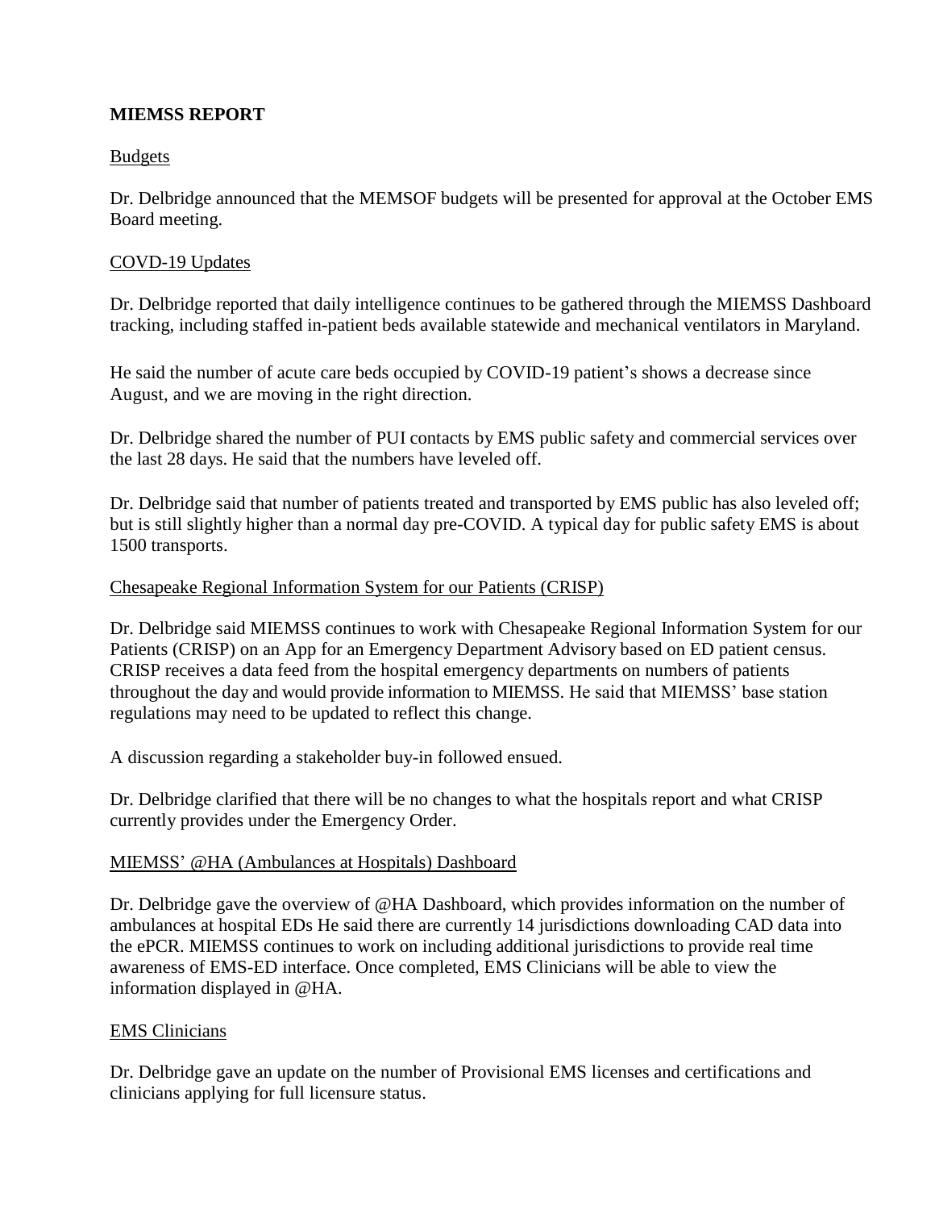**MIEMSS REPORT**

Budgets

Dr. Delbridge announced that the MEMSOF budgets will be presented for approval at the October EMS Board meeting.

COVD-19 Updates

Dr. Delbridge reported that daily intelligence continues to be gathered through the MIEMSS Dashboard tracking, including staffed in-patient beds available statewide and mechanical ventilators in Maryland.

He said the number of acute care beds occupied by COVID-19 patient's shows a decrease since August, and we are moving in the right direction.

Dr. Delbridge shared the number of PUI contacts by EMS public safety and commercial services over the last 28 days. He said that the numbers have leveled off.

Dr. Delbridge said that number of patients treated and transported by EMS public has also leveled off; but is still slightly higher than a normal day pre-COVID. A typical day for public safety EMS is about 1500 transports.

Chesapeake Regional Information System for our Patients (CRISP)

Dr. Delbridge said MIEMSS continues to work with Chesapeake Regional Information System for our Patients (CRISP) on an App for an Emergency Department Advisory based on ED patient census. CRISP receives a data feed from the hospital emergency departments on numbers of patients throughout the day and would provide information to MIEMSS. He said that MIEMSS' base station regulations may need to be updated to reflect this change.

A discussion regarding a stakeholder buy-in followed ensued.

Dr. Delbridge clarified that there will be no changes to what the hospitals report and what CRISP currently provides under the Emergency Order.

MIEMSS' @HA (Ambulances at Hospitals) Dashboard

Dr. Delbridge gave the overview of @HA Dashboard, which provides information on the number of ambulances at hospital EDs He said there are currently 14 jurisdictions downloading CAD data into the ePCR. MIEMSS continues to work on including additional jurisdictions to provide real time awareness of EMS-ED interface. Once completed, EMS Clinicians will be able to view the information displayed in @HA.

EMS Clinicians

Dr. Delbridge gave an update on the number of Provisional EMS licenses and certifications and clinicians applying for full licensure status.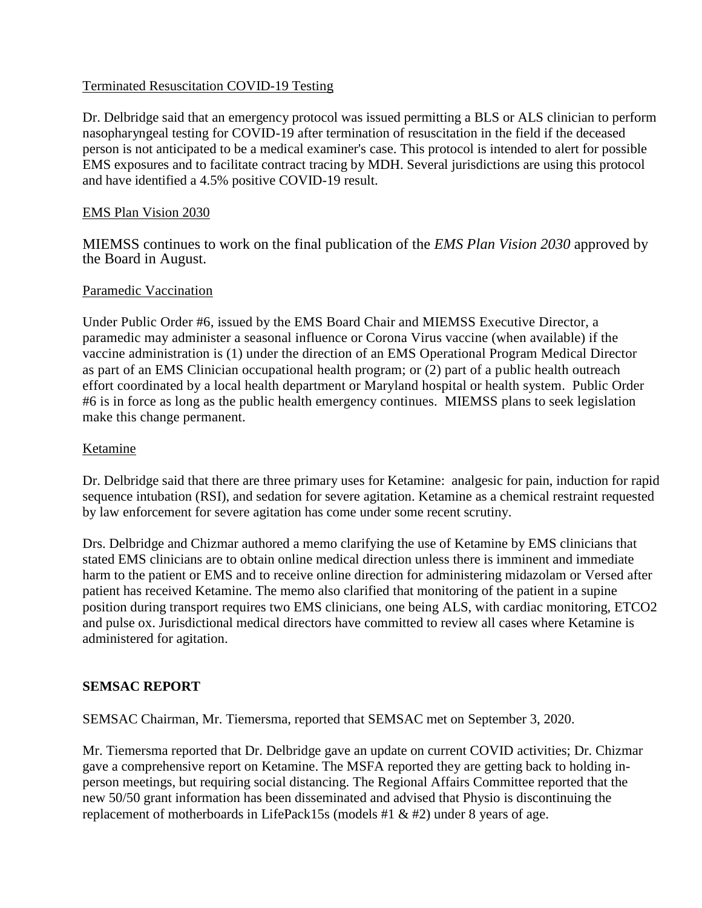Terminated Resuscitation COVID-19 Testing

Dr. Delbridge said that an emergency protocol was issued permitting a BLS or ALS clinician to perform nasopharyngeal testing for COVID-19 after termination of resuscitation in the field if the deceased person is not anticipated to be a medical examiner's case. This protocol is intended to alert for possible EMS exposures and to facilitate contract tracing by MDH. Several jurisdictions are using this protocol and have identified a 4.5% positive COVID-19 result.

EMS Plan Vision 2030

MIEMSS continues to work on the final publication of the *EMS Plan Vision 2030* approved by the Board in August.

Paramedic Vaccination

Under Public Order #6, issued by the EMS Board Chair and MIEMSS Executive Director, a paramedic may administer a seasonal influence or Corona Virus vaccine (when available) if the vaccine administration is (1) under the direction of an EMS Operational Program Medical Director as part of an EMS Clinician occupational health program; or (2) part of a public health outreach effort coordinated by a local health department or Maryland hospital or health system. Public Order #6 is in force as long as the public health emergency continues. MIEMSS plans to seek legislation make this change permanent.

Ketamine

Dr. Delbridge said that there are three primary uses for Ketamine: analgesic for pain, induction for rapid sequence intubation (RSI), and sedation for severe agitation. Ketamine as a chemical restraint requested by law enforcement for severe agitation has come under some recent scrutiny.

Drs. Delbridge and Chizmar authored a memo clarifying the use of Ketamine by EMS clinicians that stated EMS clinicians are to obtain online medical direction unless there is imminent and immediate harm to the patient or EMS and to receive online direction for administering midazolam or Versed after patient has received Ketamine. The memo also clarified that monitoring of the patient in a supine position during transport requires two EMS clinicians, one being ALS, with cardiac monitoring, ETCO2 and pulse ox. Jurisdictional medical directors have committed to review all cases where Ketamine is administered for agitation.

**SEMSAC REPORT**

SEMSAC Chairman, Mr. Tiemersma, reported that SEMSAC met on September 3, 2020.

Mr. Tiemersma reported that Dr. Delbridge gave an update on current COVID activities; Dr. Chizmar gave a comprehensive report on Ketamine. The MSFA reported they are getting back to holding in-person meetings, but requiring social distancing. The Regional Affairs Committee reported that the new 50/50 grant information has been disseminated and advised that Physio is discontinuing the replacement of motherboards in LifePack15s (models #1 & #2) under 8 years of age.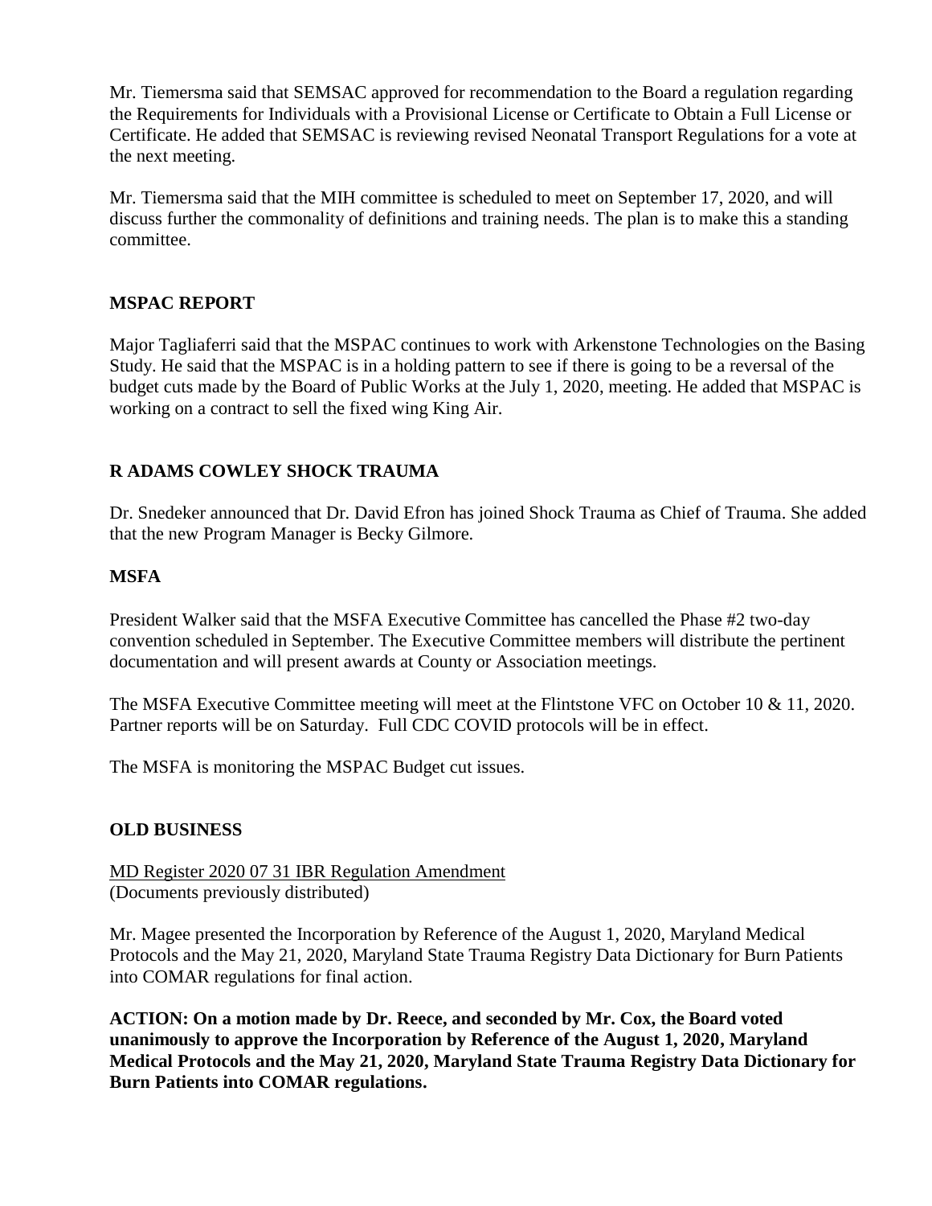Mr. Tiemersma said that SEMSAC approved for recommendation to the Board a regulation regarding the Requirements for Individuals with a Provisional License or Certificate to Obtain a Full License or Certificate. He added that SEMSAC is reviewing revised Neonatal Transport Regulations for a vote at the next meeting.

Mr. Tiemersma said that the MIH committee is scheduled to meet on September 17, 2020, and will discuss further the commonality of definitions and training needs. The plan is to make this a standing committee.

## MSPAC REPORT

Major Tagliaferri said that the MSPAC continues to work with Arkenstone Technologies on the Basing Study. He said that the MSPAC is in a holding pattern to see if there is going to be a reversal of the budget cuts made by the Board of Public Works at the July 1, 2020, meeting. He added that MSPAC is working on a contract to sell the fixed wing King Air.

## R ADAMS COWLEY SHOCK TRAUMA

Dr. Snedeker announced that Dr. David Efron has joined Shock Trauma as Chief of Trauma. She added that the new Program Manager is Becky Gilmore.

## MSFA

President Walker said that the MSFA Executive Committee has cancelled the Phase #2 two-day convention scheduled in September. The Executive Committee members will distribute the pertinent documentation and will present awards at County or Association meetings.

The MSFA Executive Committee meeting will meet at the Flintstone VFC on October 10 & 11, 2020. Partner reports will be on Saturday. Full CDC COVID protocols will be in effect.

The MSFA is monitoring the MSPAC Budget cut issues.

## OLD BUSINESS

MD Register 2020 07 31 IBR Regulation Amendment
(Documents previously distributed)

Mr. Magee presented the Incorporation by Reference of the August 1, 2020, Maryland Medical Protocols and the May 21, 2020, Maryland State Trauma Registry Data Dictionary for Burn Patients into COMAR regulations for final action.

**ACTION: On a motion made by Dr. Reece, and seconded by Mr. Cox, the Board voted unanimously to approve the Incorporation by Reference of the August 1, 2020, Maryland Medical Protocols and the May 21, 2020, Maryland State Trauma Registry Data Dictionary for Burn Patients into COMAR regulations.**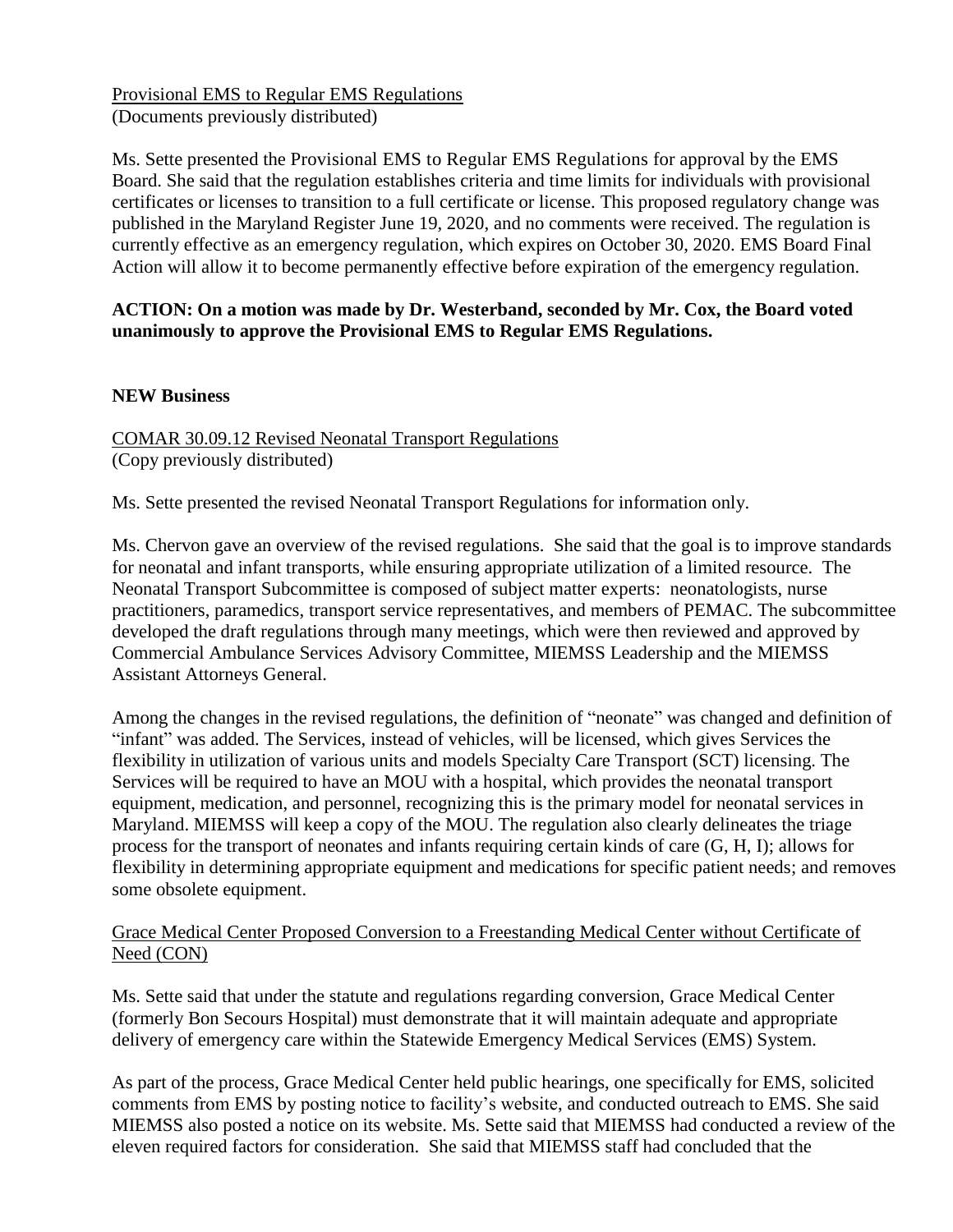Provisional EMS to Regular EMS Regulations
(Documents previously distributed)

Ms. Sette presented the Provisional EMS to Regular EMS Regulations for approval by the EMS Board. She said that the regulation establishes criteria and time limits for individuals with provisional certificates or licenses to transition to a full certificate or license. This proposed regulatory change was published in the Maryland Register June 19, 2020, and no comments were received. The regulation is currently effective as an emergency regulation, which expires on October 30, 2020. EMS Board Final Action will allow it to become permanently effective before expiration of the emergency regulation.

**ACTION: On a motion was made by Dr. Westerband, seconded by Mr. Cox, the Board voted unanimously to approve the Provisional EMS to Regular EMS Regulations.**

**NEW Business**

COMAR 30.09.12 Revised Neonatal Transport Regulations
(Copy previously distributed)

Ms. Sette presented the revised Neonatal Transport Regulations for information only.

Ms. Chervon gave an overview of the revised regulations. She said that the goal is to improve standards for neonatal and infant transports, while ensuring appropriate utilization of a limited resource. The Neonatal Transport Subcommittee is composed of subject matter experts: neonatologists, nurse practitioners, paramedics, transport service representatives, and members of PEMAC. The subcommittee developed the draft regulations through many meetings, which were then reviewed and approved by Commercial Ambulance Services Advisory Committee, MIEMSS Leadership and the MIEMSS Assistant Attorneys General.

Among the changes in the revised regulations, the definition of "neonate" was changed and definition of "infant" was added. The Services, instead of vehicles, will be licensed, which gives Services the flexibility in utilization of various units and models Specialty Care Transport (SCT) licensing. The Services will be required to have an MOU with a hospital, which provides the neonatal transport equipment, medication, and personnel, recognizing this is the primary model for neonatal services in Maryland. MIEMSS will keep a copy of the MOU. The regulation also clearly delineates the triage process for the transport of neonates and infants requiring certain kinds of care (G, H, I); allows for flexibility in determining appropriate equipment and medications for specific patient needs; and removes some obsolete equipment.

Grace Medical Center Proposed Conversion to a Freestanding Medical Center without Certificate of Need (CON)

Ms. Sette said that under the statute and regulations regarding conversion, Grace Medical Center (formerly Bon Secours Hospital) must demonstrate that it will maintain adequate and appropriate delivery of emergency care within the Statewide Emergency Medical Services (EMS) System.

As part of the process, Grace Medical Center held public hearings, one specifically for EMS, solicited comments from EMS by posting notice to facility's website, and conducted outreach to EMS. She said MIEMSS also posted a notice on its website. Ms. Sette said that MIEMSS had conducted a review of the eleven required factors for consideration. She said that MIEMSS staff had concluded that the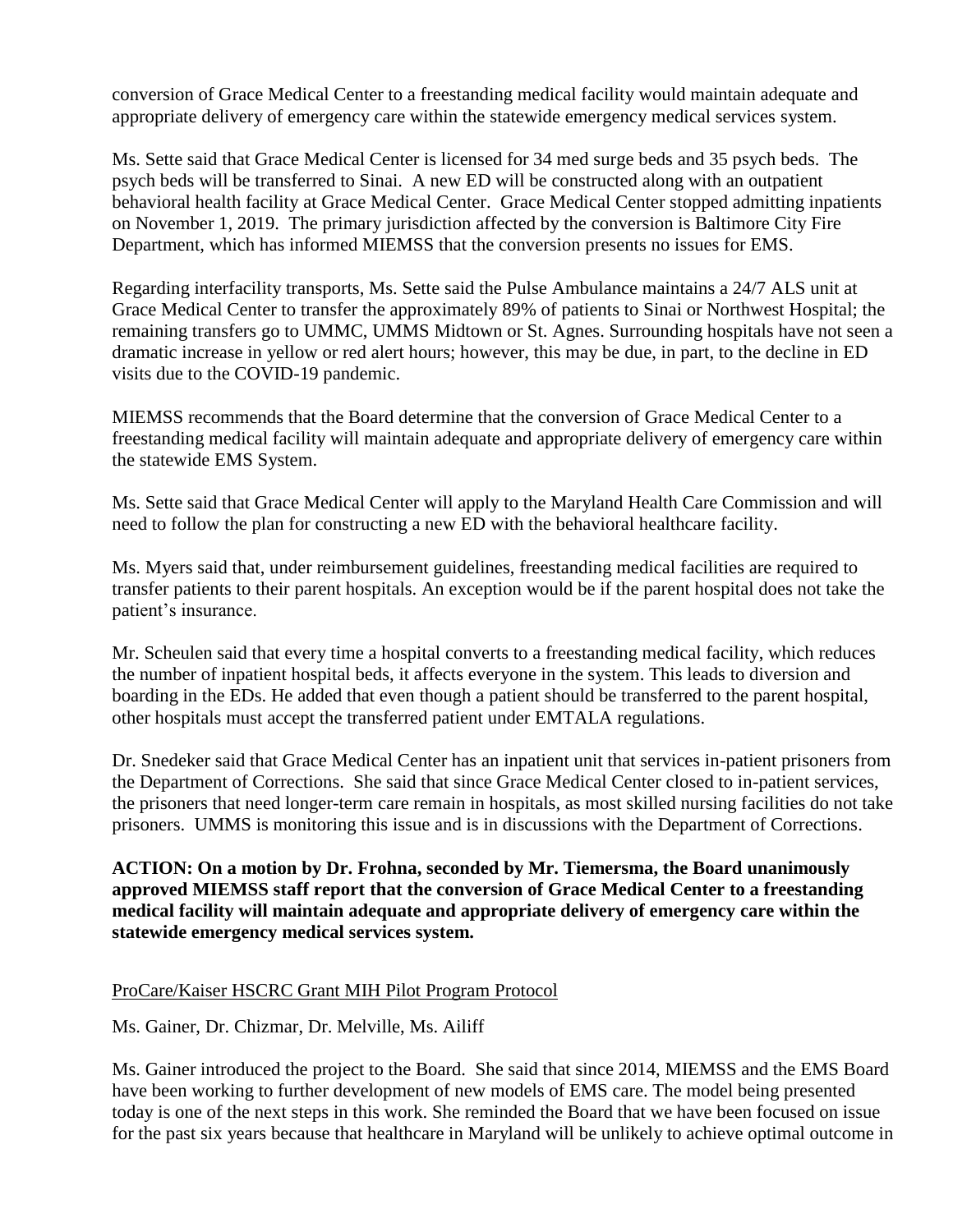conversion of Grace Medical Center to a freestanding medical facility would maintain adequate and appropriate delivery of emergency care within the statewide emergency medical services system.

Ms. Sette said that Grace Medical Center is licensed for 34 med surge beds and 35 psych beds. The psych beds will be transferred to Sinai. A new ED will be constructed along with an outpatient behavioral health facility at Grace Medical Center. Grace Medical Center stopped admitting inpatients on November 1, 2019. The primary jurisdiction affected by the conversion is Baltimore City Fire Department, which has informed MIEMSS that the conversion presents no issues for EMS.

Regarding interfacility transports, Ms. Sette said the Pulse Ambulance maintains a 24/7 ALS unit at Grace Medical Center to transfer the approximately 89% of patients to Sinai or Northwest Hospital; the remaining transfers go to UMMC, UMMS Midtown or St. Agnes. Surrounding hospitals have not seen a dramatic increase in yellow or red alert hours; however, this may be due, in part, to the decline in ED visits due to the COVID-19 pandemic.

MIEMSS recommends that the Board determine that the conversion of Grace Medical Center to a freestanding medical facility will maintain adequate and appropriate delivery of emergency care within the statewide EMS System.

Ms. Sette said that Grace Medical Center will apply to the Maryland Health Care Commission and will need to follow the plan for constructing a new ED with the behavioral healthcare facility.

Ms. Myers said that, under reimbursement guidelines, freestanding medical facilities are required to transfer patients to their parent hospitals. An exception would be if the parent hospital does not take the patient's insurance.

Mr. Scheulen said that every time a hospital converts to a freestanding medical facility, which reduces the number of inpatient hospital beds, it affects everyone in the system. This leads to diversion and boarding in the EDs. He added that even though a patient should be transferred to the parent hospital, other hospitals must accept the transferred patient under EMTALA regulations.

Dr. Snedeker said that Grace Medical Center has an inpatient unit that services in-patient prisoners from the Department of Corrections. She said that since Grace Medical Center closed to in-patient services, the prisoners that need longer-term care remain in hospitals, as most skilled nursing facilities do not take prisoners. UMMS is monitoring this issue and is in discussions with the Department of Corrections.

**ACTION: On a motion by Dr. Frohna, seconded by Mr. Tiemersma, the Board unanimously approved MIEMSS staff report that the conversion of Grace Medical Center to a freestanding medical facility will maintain adequate and appropriate delivery of emergency care within the statewide emergency medical services system.**

<u>ProCare/Kaiser HSCRC Grant MIH Pilot Program Protocol</u>

Ms. Gainer, Dr. Chizmar, Dr. Melville, Ms. Ailiff

Ms. Gainer introduced the project to the Board. She said that since 2014, MIEMSS and the EMS Board have been working to further development of new models of EMS care. The model being presented today is one of the next steps in this work. She reminded the Board that we have been focused on issue for the past six years because that healthcare in Maryland will be unlikely to achieve optimal outcome in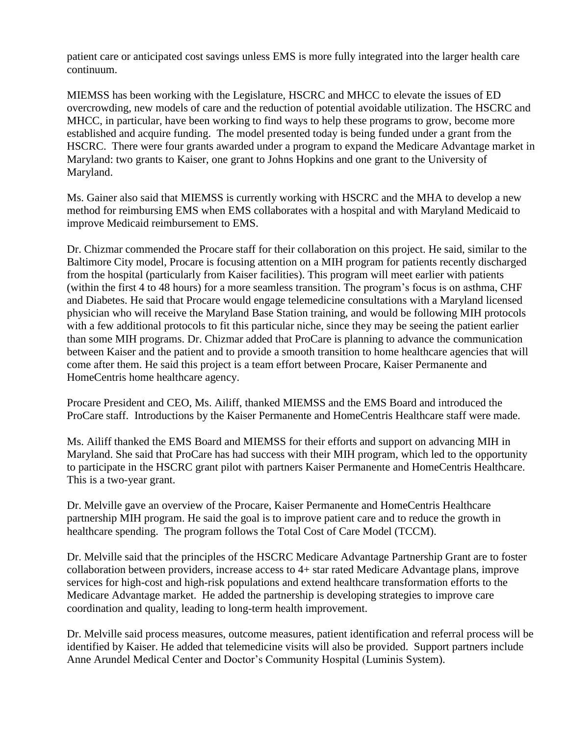patient care or anticipated cost savings unless EMS is more fully integrated into the larger health care continuum.

MIEMSS has been working with the Legislature, HSCRC and MHCC to elevate the issues of ED overcrowding, new models of care and the reduction of potential avoidable utilization. The HSCRC and MHCC, in particular, have been working to find ways to help these programs to grow, become more established and acquire funding. The model presented today is being funded under a grant from the HSCRC. There were four grants awarded under a program to expand the Medicare Advantage market in Maryland: two grants to Kaiser, one grant to Johns Hopkins and one grant to the University of Maryland.

Ms. Gainer also said that MIEMSS is currently working with HSCRC and the MHA to develop a new method for reimbursing EMS when EMS collaborates with a hospital and with Maryland Medicaid to improve Medicaid reimbursement to EMS.

Dr. Chizmar commended the Procare staff for their collaboration on this project. He said, similar to the Baltimore City model, Procare is focusing attention on a MIH program for patients recently discharged from the hospital (particularly from Kaiser facilities). This program will meet earlier with patients (within the first 4 to 48 hours) for a more seamless transition. The program's focus is on asthma, CHF and Diabetes. He said that Procare would engage telemedicine consultations with a Maryland licensed physician who will receive the Maryland Base Station training, and would be following MIH protocols with a few additional protocols to fit this particular niche, since they may be seeing the patient earlier than some MIH programs. Dr. Chizmar added that ProCare is planning to advance the communication between Kaiser and the patient and to provide a smooth transition to home healthcare agencies that will come after them. He said this project is a team effort between Procare, Kaiser Permanente and HomeCentris home healthcare agency.

Procare President and CEO, Ms. Ailiff, thanked MIEMSS and the EMS Board and introduced the ProCare staff. Introductions by the Kaiser Permanente and HomeCentris Healthcare staff were made.

Ms. Ailiff thanked the EMS Board and MIEMSS for their efforts and support on advancing MIH in Maryland. She said that ProCare has had success with their MIH program, which led to the opportunity to participate in the HSCRC grant pilot with partners Kaiser Permanente and HomeCentris Healthcare. This is a two-year grant.

Dr. Melville gave an overview of the Procare, Kaiser Permanente and HomeCentris Healthcare partnership MIH program. He said the goal is to improve patient care and to reduce the growth in healthcare spending. The program follows the Total Cost of Care Model (TCCM).

Dr. Melville said that the principles of the HSCRC Medicare Advantage Partnership Grant are to foster collaboration between providers, increase access to 4+ star rated Medicare Advantage plans, improve services for high-cost and high-risk populations and extend healthcare transformation efforts to the Medicare Advantage market. He added the partnership is developing strategies to improve care coordination and quality, leading to long-term health improvement.

Dr. Melville said process measures, outcome measures, patient identification and referral process will be identified by Kaiser. He added that telemedicine visits will also be provided. Support partners include Anne Arundel Medical Center and Doctor's Community Hospital (Luminis System).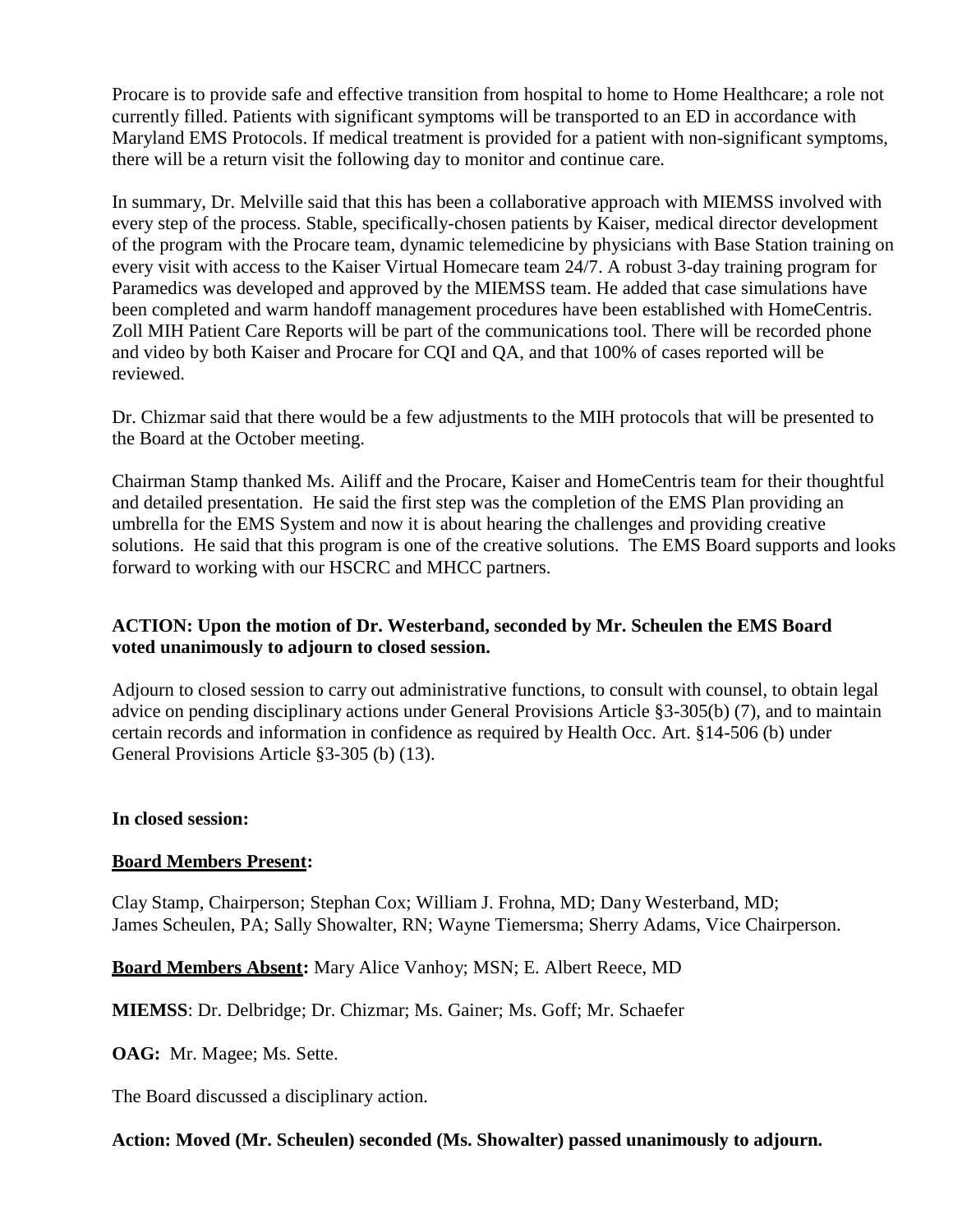Procare is to provide safe and effective transition from hospital to home to Home Healthcare; a role not currently filled. Patients with significant symptoms will be transported to an ED in accordance with Maryland EMS Protocols. If medical treatment is provided for a patient with non-significant symptoms, there will be a return visit the following day to monitor and continue care.

In summary, Dr. Melville said that this has been a collaborative approach with MIEMSS involved with every step of the process. Stable, specifically-chosen patients by Kaiser, medical director development of the program with the Procare team, dynamic telemedicine by physicians with Base Station training on every visit with access to the Kaiser Virtual Homecare team 24/7. A robust 3-day training program for Paramedics was developed and approved by the MIEMSS team. He added that case simulations have been completed and warm handoff management procedures have been established with HomeCentris. Zoll MIH Patient Care Reports will be part of the communications tool. There will be recorded phone and video by both Kaiser and Procare for CQI and QA, and that 100% of cases reported will be reviewed.

Dr. Chizmar said that there would be a few adjustments to the MIH protocols that will be presented to the Board at the October meeting.

Chairman Stamp thanked Ms. Ailiff and the Procare, Kaiser and HomeCentris team for their thoughtful and detailed presentation. He said the first step was the completion of the EMS Plan providing an umbrella for the EMS System and now it is about hearing the challenges and providing creative solutions. He said that this program is one of the creative solutions. The EMS Board supports and looks forward to working with our HSCRC and MHCC partners.

**ACTION: Upon the motion of Dr. Westerband, seconded by Mr. Scheulen the EMS Board voted unanimously to adjourn to closed session.**

Adjourn to closed session to carry out administrative functions, to consult with counsel, to obtain legal advice on pending disciplinary actions under General Provisions Article §3-305(b) (7), and to maintain certain records and information in confidence as required by Health Occ. Art. §14-506 (b) under General Provisions Article §3-305 (b) (13).

**In closed session:**

**Board Members Present:**

Clay Stamp, Chairperson; Stephan Cox; William J. Frohna, MD; Dany Westerband, MD; James Scheulen, PA; Sally Showalter, RN; Wayne Tiemersma; Sherry Adams, Vice Chairperson.

**Board Members Absent:** Mary Alice Vanhoy; MSN; E. Albert Reece, MD

**MIEMSS**: Dr. Delbridge; Dr. Chizmar; Ms. Gainer; Ms. Goff; Mr. Schaefer

**OAG:** Mr. Magee; Ms. Sette.

The Board discussed a disciplinary action.

**Action: Moved (Mr. Scheulen) seconded (Ms. Showalter) passed unanimously to adjourn.**